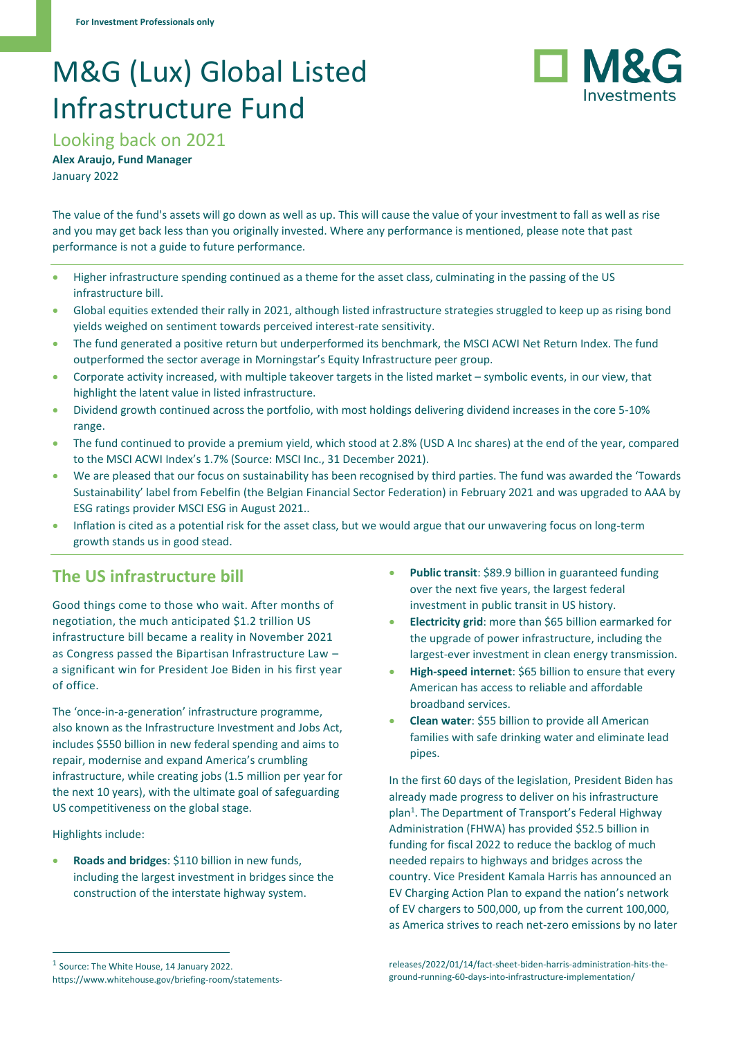For Investment Professionals only

# M&G (Lux) Global Listed Infrastructure Fund

## Looking back on 2021

**Alex Araujo, Fund Manager**

January 2022

The value of the fund's assets will go down as well as up. This will cause the value of your investment to fall as well as rise and you may get back less than you originally invested. Where any performance is mentioned, please note that past performance is not a guide to future performance.

- Higher infrastructure spending continued as a theme for the asset class, culminating in the passing of the US infrastructure bill.
- Global equities extended their rally in 2021, although listed infrastructure strategies struggled to keep up as rising bond yields weighed on sentiment towards perceived interest-rate sensitivity.
- The fund generated a positive return but underperformed its benchmark, the MSCI ACWI Net Return Index. The fund outperformed the sector average in Morningstar's Equity Infrastructure peer group.
- Corporate activity increased, with multiple takeover targets in the listed market – symbolic events, in our view, that highlight the latent value in listed infrastructure.
- Dividend growth continued across the portfolio, with most holdings delivering dividend increases in the core 5-10% range.
- The fund continued to provide a premium yield, which stood at 2.8% (USD A Inc shares) at the end of the year, compared to the MSCI ACWI Index's 1.7% (Source: MSCI Inc., 31 December 2021).
- We are pleased that our focus on sustainability has been recognised by third parties. The fund was awarded the 'Towards Sustainability' label from Febelfin (the Belgian Financial Sector Federation) in February 2021 and was upgraded to AAA by ESG ratings provider MSCI ESG in August 2021..
- Inflation is cited as a potential risk for the asset class, but we would argue that our unwavering focus on long-term growth stands us in good stead.

## The US infrastructure bill

Good things come to those who wait. After months of negotiation, the much anticipated $1.2 trillion US infrastructure bill became a reality in November 2021 as Congress passed the Bipartisan Infrastructure Law – a significant win for President Joe Biden in his first year of office.

The 'once-in-a-generation' infrastructure programme, also known as the Infrastructure Investment and Jobs Act, includes $550 billion in new federal spending and aims to repair, modernise and expand America's crumbling infrastructure, while creating jobs (1.5 million per year for the next 10 years), with the ultimate goal of safeguarding US competitiveness on the global stage.

Highlights include:

- **Roads and bridges**: $110 billion in new funds, including the largest investment in bridges since the construction of the interstate highway system.
- **Public transit**: $89.9 billion in guaranteed funding over the next five years, the largest federal investment in public transit in US history.
- **Electricity grid**: more than $65 billion earmarked for the upgrade of power infrastructure, including the largest-ever investment in clean energy transmission.
- **High-speed internet**: $65 billion to ensure that every American has access to reliable and affordable broadband services.
- **Clean water**: $55 billion to provide all American families with safe drinking water and eliminate lead pipes.

In the first 60 days of the legislation, President Biden has already made progress to deliver on his infrastructure plan[1]. The Department of Transport's Federal Highway Administration (FHWA) has provided $52.5 billion in funding for fiscal 2022 to reduce the backlog of much needed repairs to highways and bridges across the country. Vice President Kamala Harris has announced an EV Charging Action Plan to expand the nation's network of EV chargers to 500,000, up from the current 100,000, as America strives to reach net-zero emissions by no later

[1] Source: The White House, 14 January 2022. https://www.whitehouse.gov/briefing-room/statements-releases/2022/01/14/fact-sheet-biden-harris-administration-hits-the-ground-running-60-days-into-infrastructure-implementation/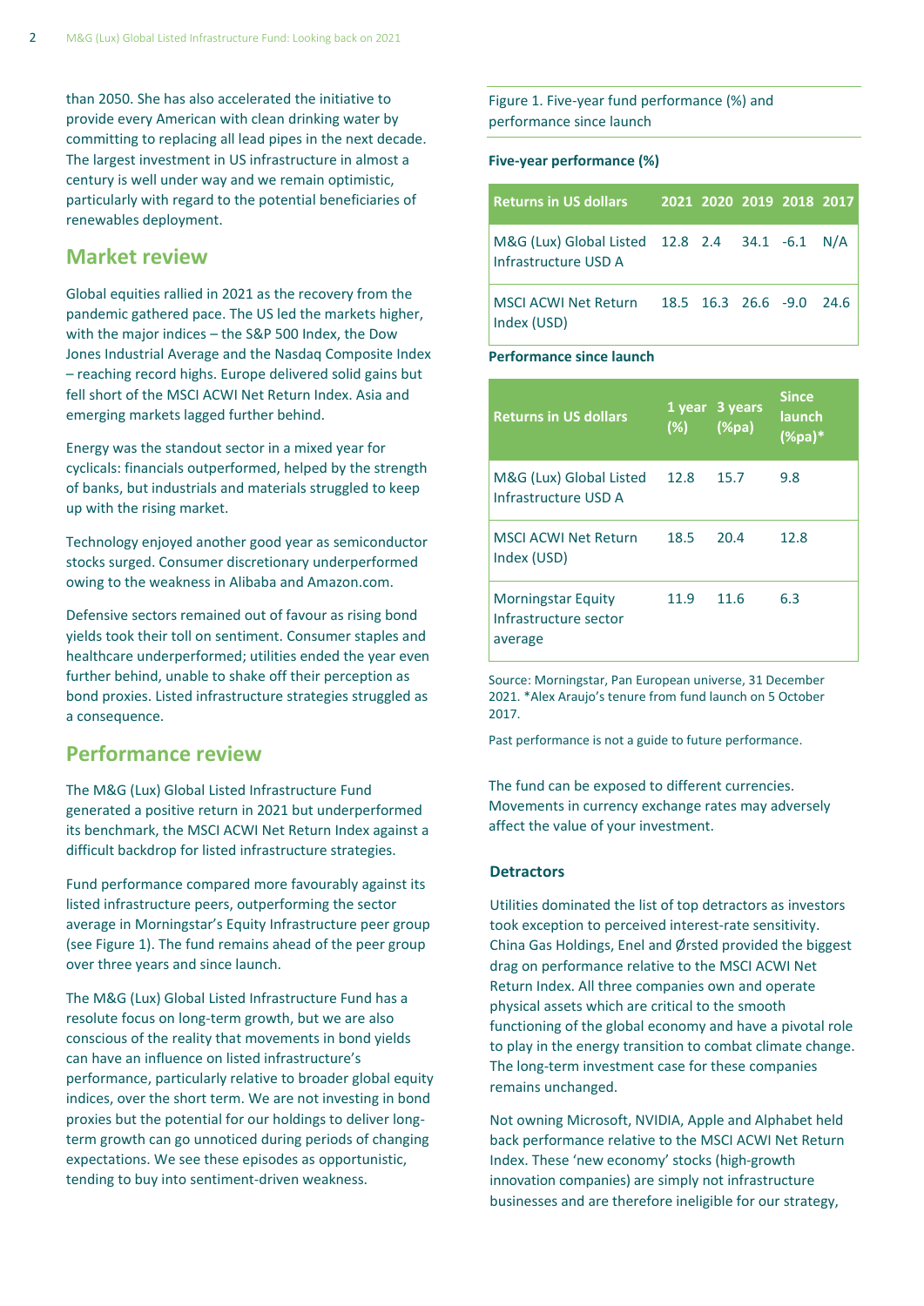than 2050. She has also accelerated the initiative to provide every American with clean drinking water by committing to replacing all lead pipes in the next decade. The largest investment in US infrastructure in almost a century is well under way and we remain optimistic, particularly with regard to the potential beneficiaries of renewables deployment.

## Market review

Global equities rallied in 2021 as the recovery from the pandemic gathered pace. The US led the markets higher, with the major indices – the S&P 500 Index, the Dow Jones Industrial Average and the Nasdaq Composite Index – reaching record highs. Europe delivered solid gains but fell short of the MSCI ACWI Net Return Index. Asia and emerging markets lagged further behind.

Energy was the standout sector in a mixed year for cyclicals: financials outperformed, helped by the strength of banks, but industrials and materials struggled to keep up with the rising market.

Technology enjoyed another good year as semiconductor stocks surged. Consumer discretionary underperformed owing to the weakness in Alibaba and Amazon.com.

Defensive sectors remained out of favour as rising bond yields took their toll on sentiment. Consumer staples and healthcare underperformed; utilities ended the year even further behind, unable to shake off their perception as bond proxies. Listed infrastructure strategies struggled as a consequence.

## Performance review

The M&G (Lux) Global Listed Infrastructure Fund generated a positive return in 2021 but underperformed its benchmark, the MSCI ACWI Net Return Index against a difficult backdrop for listed infrastructure strategies.

Fund performance compared more favourably against its listed infrastructure peers, outperforming the sector average in Morningstar's Equity Infrastructure peer group (see Figure 1). The fund remains ahead of the peer group over three years and since launch.

The M&G (Lux) Global Listed Infrastructure Fund has a resolute focus on long-term growth, but we are also conscious of the reality that movements in bond yields can have an influence on listed infrastructure's performance, particularly relative to broader global equity indices, over the short term. We are not investing in bond proxies but the potential for our holdings to deliver long-term growth can go unnoticed during periods of changing expectations. We see these episodes as opportunistic, tending to buy into sentiment-driven weakness.

Figure 1. Five-year fund performance (%) and performance since launch

**Five-year performance (%)**

| Returns in US dollars | 2021 | 2020 | 2019 | 2018 | 2017 |
|---|---|---|---|---|---|
| M&G (Lux) Global Listed Infrastructure USD A | 12.8 | 2.4 | 34.1 | -6.1 | N/A |
| MSCI ACWI Net Return Index (USD) | 18.5 | 16.3 | 26.6 | -9.0 | 24.6 |

**Performance since launch**

| Returns in US dollars | 1 year (%) | 3 years (%pa) | Since launch (%pa)* |
|---|---|---|---|
| M&G (Lux) Global Listed Infrastructure USD A | 12.8 | 15.7 | 9.8 |
| MSCI ACWI Net Return Index (USD) | 18.5 | 20.4 | 12.8 |
| Morningstar Equity Infrastructure sector average | 11.9 | 11.6 | 6.3 |

Source: Morningstar, Pan European universe, 31 December 2021. *Alex Araujo's tenure from fund launch on 5 October 2017.

Past performance is not a guide to future performance.

The fund can be exposed to different currencies. Movements in currency exchange rates may adversely affect the value of your investment.

### Detractors

Utilities dominated the list of top detractors as investors took exception to perceived interest-rate sensitivity. China Gas Holdings, Enel and Ørsted provided the biggest drag on performance relative to the MSCI ACWI Net Return Index. All three companies own and operate physical assets which are critical to the smooth functioning of the global economy and have a pivotal role to play in the energy transition to combat climate change. The long-term investment case for these companies remains unchanged.

Not owning Microsoft, NVIDIA, Apple and Alphabet held back performance relative to the MSCI ACWI Net Return Index. These 'new economy' stocks (high-growth innovation companies) are simply not infrastructure businesses and are therefore ineligible for our strategy,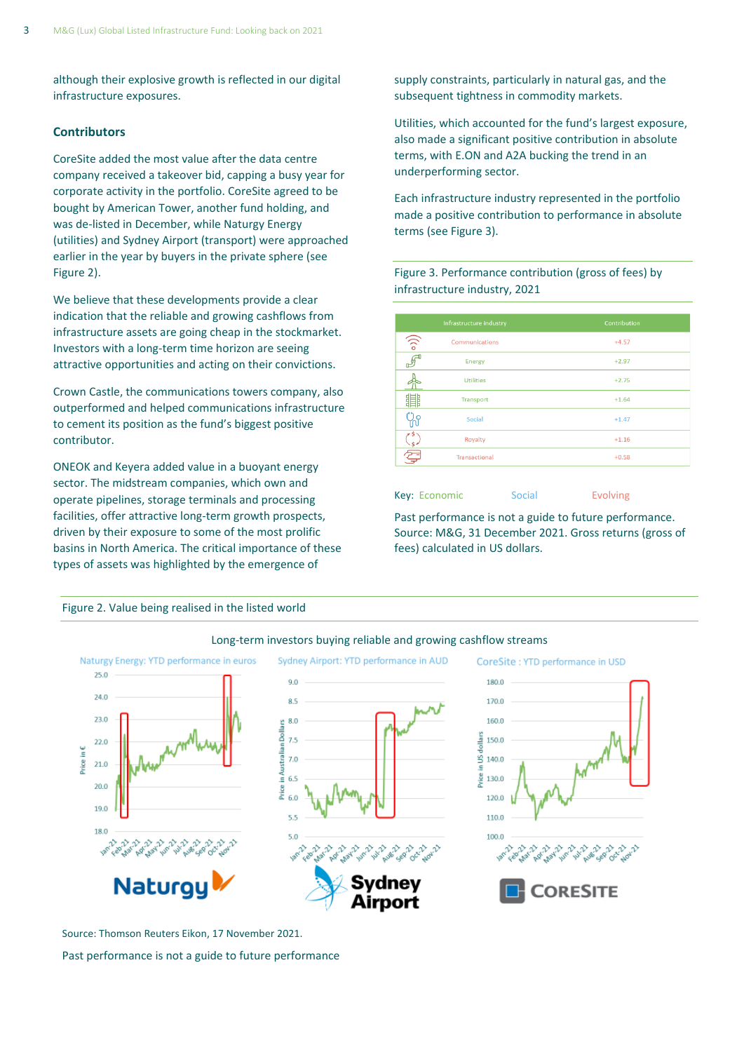although their explosive growth is reflected in our digital infrastructure exposures.

### Contributors

CoreSite added the most value after the data centre company received a takeover bid, capping a busy year for corporate activity in the portfolio. CoreSite agreed to be bought by American Tower, another fund holding, and was de-listed in December, while Naturgy Energy (utilities) and Sydney Airport (transport) were approached earlier in the year by buyers in the private sphere (see Figure 2).

We believe that these developments provide a clear indication that the reliable and growing cashflows from infrastructure assets are going cheap in the stockmarket. Investors with a long-term time horizon are seeing attractive opportunities and acting on their convictions.

Crown Castle, the communications towers company, also outperformed and helped communications infrastructure to cement its position as the fund's biggest positive contributor.

ONEOK and Keyera added value in a buoyant energy sector. The midstream companies, which own and operate pipelines, storage terminals and processing facilities, offer attractive long-term growth prospects, driven by their exposure to some of the most prolific basins in North America. The critical importance of these types of assets was highlighted by the emergence of supply constraints, particularly in natural gas, and the subsequent tightness in commodity markets.

Utilities, which accounted for the fund's largest exposure, also made a significant positive contribution in absolute terms, with E.ON and A2A bucking the trend in an underperforming sector.

Each infrastructure industry represented in the portfolio made a positive contribution to performance in absolute terms (see Figure 3).

Figure 3. Performance contribution (gross of fees) by infrastructure industry, 2021

| Infrastructure industry | Contribution |
|---|---|
| Communications | +4.57 |
| Energy | +2.97 |
| Utilities | +2.75 |
| Transport | +1.64 |
| Social | +1.47 |
| Royalty | +1.16 |
| Transactional | +0.58 |

Key: Economic Social Evolving

Past performance is not a guide to future performance.
Source: M&G, 31 December 2021. Gross returns (gross of fees) calculated in US dollars.

Figure 2. Value being realised in the listed world

Long-term investors buying reliable and growing cashflow streams

Naturgy Energy: YTD performance in euros | Sydney Airport: YTD performance in AUD | CoreSite : YTD performance in USD

Source: Thomson Reuters Eikon, 17 November 2021.

Past performance is not a guide to future performance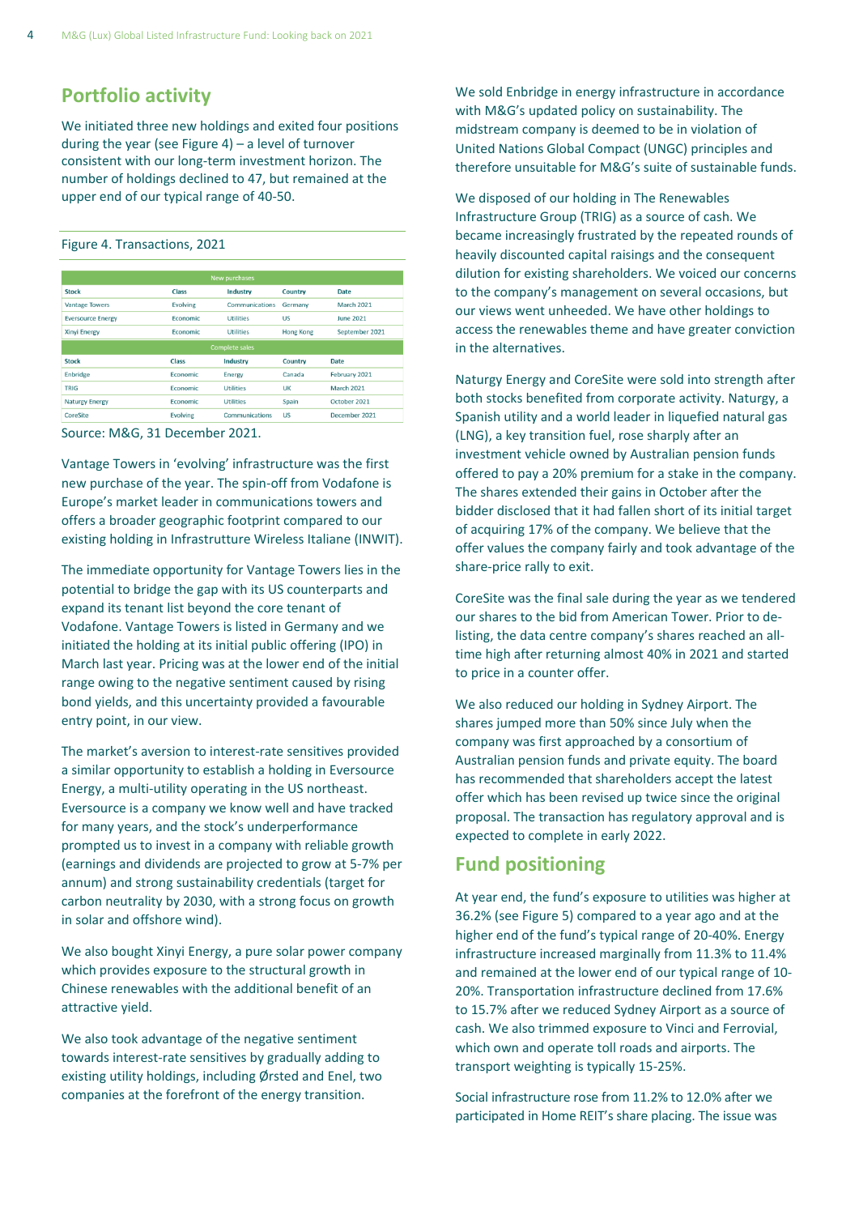## Portfolio activity

We initiated three new holdings and exited four positions during the year (see Figure 4) – a level of turnover consistent with our long-term investment horizon. The number of holdings declined to 47, but remained at the upper end of our typical range of 40-50.

Figure 4. Transactions, 2021

| New purchases | | | | |
|---|---|---|---|---|
| **Stock** | **Class** | **Industry** | **Country** | **Date** |
| Vantage Towers | Evolving | Communications | Germany | March 2021 |
| Eversource Energy | Economic | Utilities | US | June 2021 |
| Xinyi Energy | Economic | Utilities | Hong Kong | September 2021 |
| **Complete sales** | | | | |
| **Stock** | **Class** | **Industry** | **Country** | **Date** |
| Enbridge | Economic | Energy | Canada | February 2021 |
| TRIG | Economic | Utilities | UK | March 2021 |
| Naturgy Energy | Economic | Utilities | Spain | October 2021 |
| CoreSite | Evolving | Communications | US | December 2021 |

Source: M&G, 31 December 2021.

Vantage Towers in 'evolving' infrastructure was the first new purchase of the year. The spin-off from Vodafone is Europe's market leader in communications towers and offers a broader geographic footprint compared to our existing holding in Infrastrutture Wireless Italiane (INWIT).

The immediate opportunity for Vantage Towers lies in the potential to bridge the gap with its US counterparts and expand its tenant list beyond the core tenant of Vodafone. Vantage Towers is listed in Germany and we initiated the holding at its initial public offering (IPO) in March last year. Pricing was at the lower end of the initial range owing to the negative sentiment caused by rising bond yields, and this uncertainty provided a favourable entry point, in our view.

The market's aversion to interest-rate sensitives provided a similar opportunity to establish a holding in Eversource Energy, a multi-utility operating in the US northeast. Eversource is a company we know well and have tracked for many years, and the stock's underperformance prompted us to invest in a company with reliable growth (earnings and dividends are projected to grow at 5-7% per annum) and strong sustainability credentials (target for carbon neutrality by 2030, with a strong focus on growth in solar and offshore wind).

We also bought Xinyi Energy, a pure solar power company which provides exposure to the structural growth in Chinese renewables with the additional benefit of an attractive yield.

We also took advantage of the negative sentiment towards interest-rate sensitives by gradually adding to existing utility holdings, including Ørsted and Enel, two companies at the forefront of the energy transition.

We sold Enbridge in energy infrastructure in accordance with M&G's updated policy on sustainability. The midstream company is deemed to be in violation of United Nations Global Compact (UNGC) principles and therefore unsuitable for M&G's suite of sustainable funds.

We disposed of our holding in The Renewables Infrastructure Group (TRIG) as a source of cash. We became increasingly frustrated by the repeated rounds of heavily discounted capital raisings and the consequent dilution for existing shareholders. We voiced our concerns to the company's management on several occasions, but our views went unheeded. We have other holdings to access the renewables theme and have greater conviction in the alternatives.

Naturgy Energy and CoreSite were sold into strength after both stocks benefited from corporate activity. Naturgy, a Spanish utility and a world leader in liquefied natural gas (LNG), a key transition fuel, rose sharply after an investment vehicle owned by Australian pension funds offered to pay a 20% premium for a stake in the company. The shares extended their gains in October after the bidder disclosed that it had fallen short of its initial target of acquiring 17% of the company. We believe that the offer values the company fairly and took advantage of the share-price rally to exit.

CoreSite was the final sale during the year as we tendered our shares to the bid from American Tower. Prior to de-listing, the data centre company's shares reached an all-time high after returning almost 40% in 2021 and started to price in a counter offer.

We also reduced our holding in Sydney Airport. The shares jumped more than 50% since July when the company was first approached by a consortium of Australian pension funds and private equity. The board has recommended that shareholders accept the latest offer which has been revised up twice since the original proposal. The transaction has regulatory approval and is expected to complete in early 2022.

## Fund positioning

At year end, the fund's exposure to utilities was higher at 36.2% (see Figure 5) compared to a year ago and at the higher end of the fund's typical range of 20-40%. Energy infrastructure increased marginally from 11.3% to 11.4% and remained at the lower end of our typical range of 10-20%. Transportation infrastructure declined from 17.6% to 15.7% after we reduced Sydney Airport as a source of cash. We also trimmed exposure to Vinci and Ferrovial, which own and operate toll roads and airports. The transport weighting is typically 15-25%.

Social infrastructure rose from 11.2% to 12.0% after we participated in Home REIT's share placing. The issue was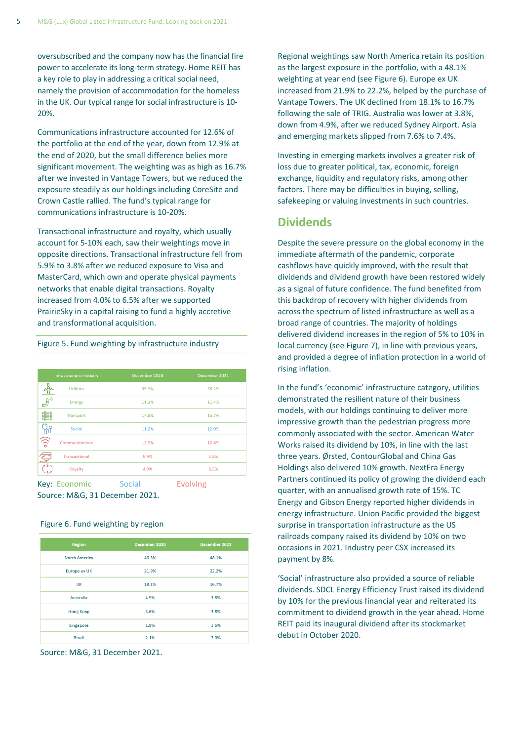oversubscribed and the company now has the financial fire power to accelerate its long-term strategy. Home REIT has a key role to play in addressing a critical social need, namely the provision of accommodation for the homeless in the UK. Our typical range for social infrastructure is 10-20%.

Communications infrastructure accounted for 12.6% of the portfolio at the end of the year, down from 12.9% at the end of 2020, but the small difference belies more significant movement. The weighting was as high as 16.7% after we invested in Vantage Towers, but we reduced the exposure steadily as our holdings including CoreSite and Crown Castle rallied. The fund's typical range for communications infrastructure is 10-20%.

Transactional infrastructure and royalty, which usually account for 5-10% each, saw their weightings move in opposite directions. Transactional infrastructure fell from 5.9% to 3.8% after we reduced exposure to Visa and MasterCard, which own and operate physical payments networks that enable digital transactions. Royalty increased from 4.0% to 6.5% after we supported PrairieSky in a capital raising to fund a highly accretive and transformational acquisition.

Figure 5. Fund weighting by infrastructure industry

| Infrastructure Industry | December 2020 | December 2021 |
|---|---|---|
| Utilities | 35.9% | 36.2% |
| Energy | 11.3% | 11.4% |
| Transport | 17.6% | 15.7% |
| Social | 11.2% | 12.0% |
| Communications | 12.9% | 12.6% |
| Transactional | 5.9% | 3.8% |
| Royalty | 4.0% | 6.5% |

Key: Economic Social Evolving

Source: M&G, 31 December 2021.

Figure 6. Fund weighting by region

| Region | December 2020 | December 2021 |
|---|---|---|
| North America | 46.3% | 48.1% |
| Europe ex UK | 21.9% | 22.2% |
| UK | 18.1% | 16.7% |
| Australia | 4.9% | 3.8% |
| Hong Kong | 3.6% | 3.8% |
| Singapore | 1.9% | 1.6% |
| Brazil | 2.1% | 2.0% |

Source: M&G, 31 December 2021.

Regional weightings saw North America retain its position as the largest exposure in the portfolio, with a 48.1% weighting at year end (see Figure 6). Europe ex UK increased from 21.9% to 22.2%, helped by the purchase of Vantage Towers. The UK declined from 18.1% to 16.7% following the sale of TRIG. Australia was lower at 3.8%, down from 4.9%, after we reduced Sydney Airport. Asia and emerging markets slipped from 7.6% to 7.4%.

Investing in emerging markets involves a greater risk of loss due to greater political, tax, economic, foreign exchange, liquidity and regulatory risks, among other factors. There may be difficulties in buying, selling, safekeeping or valuing investments in such countries.

## Dividends

Despite the severe pressure on the global economy in the immediate aftermath of the pandemic, corporate cashflows have quickly improved, with the result that dividends and dividend growth have been restored widely as a signal of future confidence. The fund benefited from this backdrop of recovery with higher dividends from across the spectrum of listed infrastructure as well as a broad range of countries. The majority of holdings delivered dividend increases in the region of 5% to 10% in local currency (see Figure 7), in line with previous years, and provided a degree of inflation protection in a world of rising inflation.

In the fund's 'economic' infrastructure category, utilities demonstrated the resilient nature of their business models, with our holdings continuing to deliver more impressive growth than the pedestrian progress more commonly associated with the sector. American Water Works raised its dividend by 10%, in line with the last three years. Ørsted, ContourGlobal and China Gas Holdings also delivered 10% growth. NextEra Energy Partners continued its policy of growing the dividend each quarter, with an annualised growth rate of 15%. TC Energy and Gibson Energy reported higher dividends in energy infrastructure. Union Pacific provided the biggest surprise in transportation infrastructure as the US railroads company raised its dividend by 10% on two occasions in 2021. Industry peer CSX increased its payment by 8%.

'Social' infrastructure also provided a source of reliable dividends. SDCL Energy Efficiency Trust raised its dividend by 10% for the previous financial year and reiterated its commitment to dividend growth in the year ahead. Home REIT paid its inaugural dividend after its stockmarket debut in October 2020.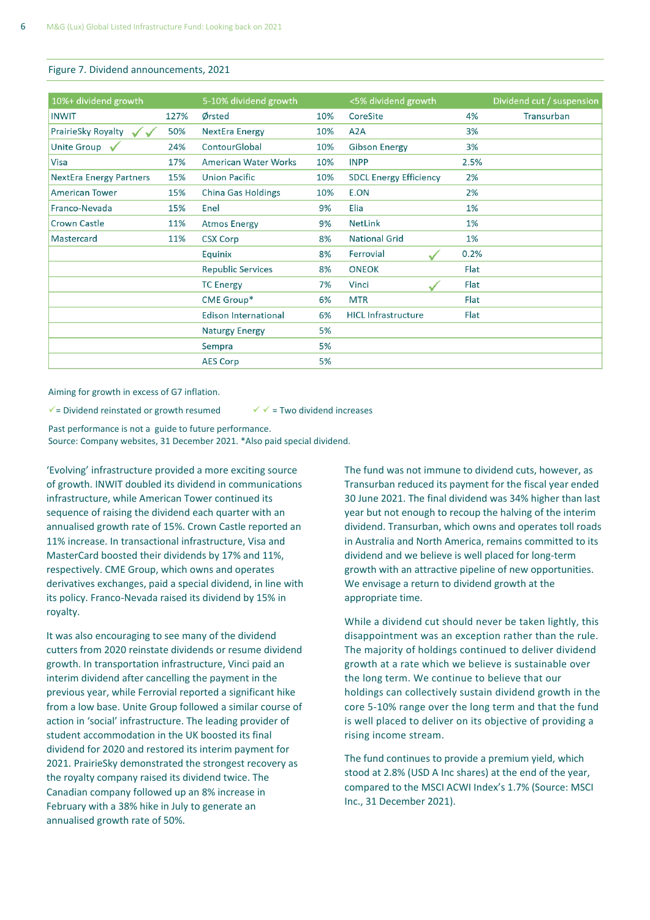Figure 7. Dividend announcements, 2021

| 10%+ dividend growth | | 5-10% dividend growth | | <5% dividend growth | | Dividend cut / suspension |
|---|---|---|---|---|---|---|
| INWIT | 127% | Ørsted | 10% | CoreSite | 4% | Transurban |
| PrairieSky Royalty ✓✓ | 50% | NextEra Energy | 10% | A2A | 3% | |
| Unite Group ✓ | 24% | ContourGlobal | 10% | Gibson Energy | 3% | |
| Visa | 17% | American Water Works | 10% | INPP | 2.5% | |
| NextEra Energy Partners | 15% | Union Pacific | 10% | SDCL Energy Efficiency | 2% | |
| American Tower | 15% | China Gas Holdings | 10% | E.ON | 2% | |
| Franco-Nevada | 15% | Enel | 9% | Elia | 1% | |
| Crown Castle | 11% | Atmos Energy | 9% | NetLink | 1% | |
| Mastercard | 11% | CSX Corp | 8% | National Grid | 1% | |
| | | Equinix | 8% | Ferrovial ✓ | 0.2% | |
| | | Republic Services | 8% | ONEOK | Flat | |
| | | TC Energy | 7% | Vinci ✓ | Flat | |
| | | CME Group* | 6% | MTR | Flat | |
| | | Edison International | 6% | HICL Infrastructure | Flat | |
| | | Naturgy Energy | 5% | | | |
| | | Sempra | 5% | | | |
| | | AES Corp | 5% | | | |

Aiming for growth in excess of G7 inflation.

✓ = Dividend reinstated or growth resumed    ✓✓ = Two dividend increases

Past performance is not a guide to future performance.
Source: Company websites, 31 December 2021. *Also paid special dividend.

'Evolving' infrastructure provided a more exciting source of growth. INWIT doubled its dividend in communications infrastructure, while American Tower continued its sequence of raising the dividend each quarter with an annualised growth rate of 15%. Crown Castle reported an 11% increase. In transactional infrastructure, Visa and MasterCard boosted their dividends by 17% and 11%, respectively. CME Group, which owns and operates derivatives exchanges, paid a special dividend, in line with its policy. Franco-Nevada raised its dividend by 15% in royalty.

It was also encouraging to see many of the dividend cutters from 2020 reinstate dividends or resume dividend growth. In transportation infrastructure, Vinci paid an interim dividend after cancelling the payment in the previous year, while Ferrovial reported a significant hike from a low base. Unite Group followed a similar course of action in 'social' infrastructure. The leading provider of student accommodation in the UK boosted its final dividend for 2020 and restored its interim payment for 2021. PrairieSky demonstrated the strongest recovery as the royalty company raised its dividend twice. The Canadian company followed up an 8% increase in February with a 38% hike in July to generate an annualised growth rate of 50%.

The fund was not immune to dividend cuts, however, as Transurban reduced its payment for the fiscal year ended 30 June 2021. The final dividend was 34% higher than last year but not enough to recoup the halving of the interim dividend. Transurban, which owns and operates toll roads in Australia and North America, remains committed to its dividend and we believe is well placed for long-term growth with an attractive pipeline of new opportunities. We envisage a return to dividend growth at the appropriate time.

While a dividend cut should never be taken lightly, this disappointment was an exception rather than the rule. The majority of holdings continued to deliver dividend growth at a rate which we believe is sustainable over the long term. We continue to believe that our holdings can collectively sustain dividend growth in the core 5-10% range over the long term and that the fund is well placed to deliver on its objective of providing a rising income stream.

The fund continues to provide a premium yield, which stood at 2.8% (USD A Inc shares) at the end of the year, compared to the MSCI ACWI Index's 1.7% (Source: MSCI Inc., 31 December 2021).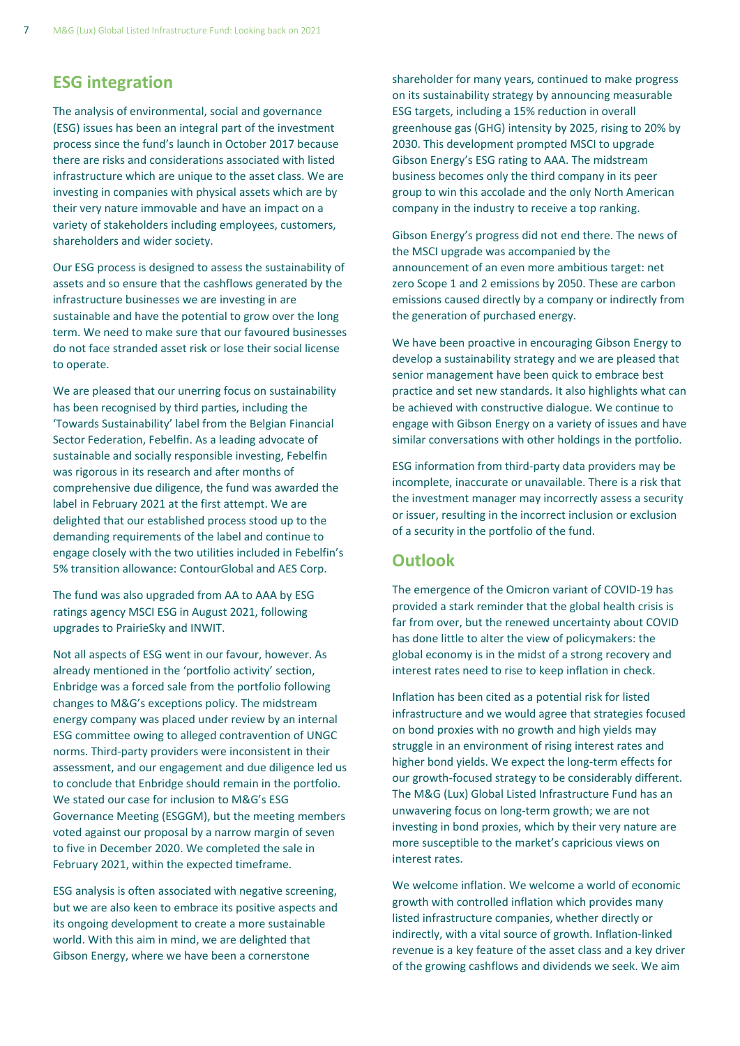## ESG integration

The analysis of environmental, social and governance (ESG) issues has been an integral part of the investment process since the fund's launch in October 2017 because there are risks and considerations associated with listed infrastructure which are unique to the asset class. We are investing in companies with physical assets which are by their very nature immovable and have an impact on a variety of stakeholders including employees, customers, shareholders and wider society.

Our ESG process is designed to assess the sustainability of assets and so ensure that the cashflows generated by the infrastructure businesses we are investing in are sustainable and have the potential to grow over the long term. We need to make sure that our favoured businesses do not face stranded asset risk or lose their social license to operate.

We are pleased that our unerring focus on sustainability has been recognised by third parties, including the 'Towards Sustainability' label from the Belgian Financial Sector Federation, Febelfin. As a leading advocate of sustainable and socially responsible investing, Febelfin was rigorous in its research and after months of comprehensive due diligence, the fund was awarded the label in February 2021 at the first attempt. We are delighted that our established process stood up to the demanding requirements of the label and continue to engage closely with the two utilities included in Febelfin's 5% transition allowance: ContourGlobal and AES Corp.

The fund was also upgraded from AA to AAA by ESG ratings agency MSCI ESG in August 2021, following upgrades to PrairieSky and INWIT.

Not all aspects of ESG went in our favour, however. As already mentioned in the 'portfolio activity' section, Enbridge was a forced sale from the portfolio following changes to M&G's exceptions policy. The midstream energy company was placed under review by an internal ESG committee owing to alleged contravention of UNGC norms. Third-party providers were inconsistent in their assessment, and our engagement and due diligence led us to conclude that Enbridge should remain in the portfolio. We stated our case for inclusion to M&G's ESG Governance Meeting (ESGGM), but the meeting members voted against our proposal by a narrow margin of seven to five in December 2020. We completed the sale in February 2021, within the expected timeframe.

ESG analysis is often associated with negative screening, but we are also keen to embrace its positive aspects and its ongoing development to create a more sustainable world. With this aim in mind, we are delighted that Gibson Energy, where we have been a cornerstone shareholder for many years, continued to make progress on its sustainability strategy by announcing measurable ESG targets, including a 15% reduction in overall greenhouse gas (GHG) intensity by 2025, rising to 20% by 2030. This development prompted MSCI to upgrade Gibson Energy's ESG rating to AAA. The midstream business becomes only the third company in its peer group to win this accolade and the only North American company in the industry to receive a top ranking.

Gibson Energy's progress did not end there. The news of the MSCI upgrade was accompanied by the announcement of an even more ambitious target: net zero Scope 1 and 2 emissions by 2050. These are carbon emissions caused directly by a company or indirectly from the generation of purchased energy.

We have been proactive in encouraging Gibson Energy to develop a sustainability strategy and we are pleased that senior management have been quick to embrace best practice and set new standards. It also highlights what can be achieved with constructive dialogue. We continue to engage with Gibson Energy on a variety of issues and have similar conversations with other holdings in the portfolio.

ESG information from third-party data providers may be incomplete, inaccurate or unavailable. There is a risk that the investment manager may incorrectly assess a security or issuer, resulting in the incorrect inclusion or exclusion of a security in the portfolio of the fund.

## Outlook

The emergence of the Omicron variant of COVID-19 has provided a stark reminder that the global health crisis is far from over, but the renewed uncertainty about COVID has done little to alter the view of policymakers: the global economy is in the midst of a strong recovery and interest rates need to rise to keep inflation in check.

Inflation has been cited as a potential risk for listed infrastructure and we would agree that strategies focused on bond proxies with no growth and high yields may struggle in an environment of rising interest rates and higher bond yields. We expect the long-term effects for our growth-focused strategy to be considerably different. The M&G (Lux) Global Listed Infrastructure Fund has an unwavering focus on long-term growth; we are not investing in bond proxies, which by their very nature are more susceptible to the market's capricious views on interest rates.

We welcome inflation. We welcome a world of economic growth with controlled inflation which provides many listed infrastructure companies, whether directly or indirectly, with a vital source of growth. Inflation-linked revenue is a key feature of the asset class and a key driver of the growing cashflows and dividends we seek. We aim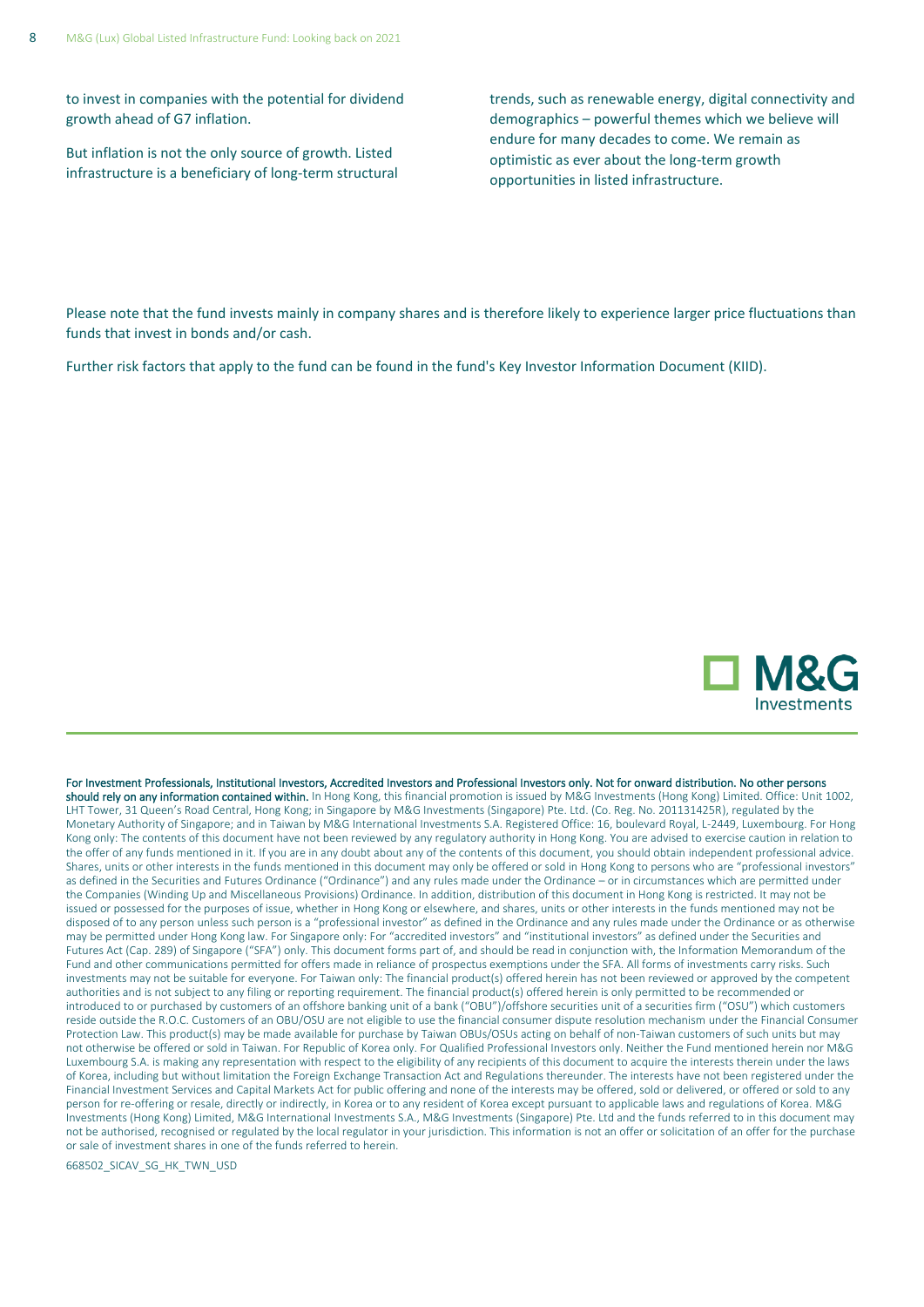to invest in companies with the potential for dividend growth ahead of G7 inflation.

But inflation is not the only source of growth. Listed infrastructure is a beneficiary of long-term structural trends, such as renewable energy, digital connectivity and demographics – powerful themes which we believe will endure for many decades to come. We remain as optimistic as ever about the long-term growth opportunities in listed infrastructure.

Please note that the fund invests mainly in company shares and is therefore likely to experience larger price fluctuations than funds that invest in bonds and/or cash.

Further risk factors that apply to the fund can be found in the fund's Key Investor Information Document (KIID).

M&G Investments

**For Investment Professionals, Institutional Investors, Accredited Investors and Professional Investors only. Not for onward distribution. No other persons should rely on any information contained within.** In Hong Kong, this financial promotion is issued by M&G Investments (Hong Kong) Limited. Office: Unit 1002, LHT Tower, 31 Queen's Road Central, Hong Kong; in Singapore by M&G Investments (Singapore) Pte. Ltd. (Co. Reg. No. 201131425R), regulated by the Monetary Authority of Singapore; and in Taiwan by M&G International Investments S.A. Registered Office: 16, boulevard Royal, L-2449, Luxembourg. For Hong Kong only: The contents of this document have not been reviewed by any regulatory authority in Hong Kong. You are advised to exercise caution in relation to the offer of any funds mentioned in it. If you are in any doubt about any of the contents of this document, you should obtain independent professional advice. Shares, units or other interests in the funds mentioned in this document may only be offered or sold in Hong Kong to persons who are "professional investors" as defined in the Securities and Futures Ordinance ("Ordinance") and any rules made under the Ordinance – or in circumstances which are permitted under the Companies (Winding Up and Miscellaneous Provisions) Ordinance. In addition, distribution of this document in Hong Kong is restricted. It may not be issued or possessed for the purposes of issue, whether in Hong Kong or elsewhere, and shares, units or other interests in the funds mentioned may not be disposed of to any person unless such person is a "professional investor" as defined in the Ordinance and any rules made under the Ordinance or as otherwise may be permitted under Hong Kong law. For Singapore only: For "accredited investors" and "institutional investors" as defined under the Securities and Futures Act (Cap. 289) of Singapore ("SFA") only. This document forms part of, and should be read in conjunction with, the Information Memorandum of the Fund and other communications permitted for offers made in reliance of prospectus exemptions under the SFA. All forms of investments carry risks. Such investments may not be suitable for everyone. For Taiwan only: The financial product(s) offered herein has not been reviewed or approved by the competent authorities and is not subject to any filing or reporting requirement. The financial product(s) offered herein is only permitted to be recommended or introduced to or purchased by customers of an offshore banking unit of a bank ("OBU")/offshore securities unit of a securities firm ("OSU") which customers reside outside the R.O.C. Customers of an OBU/OSU are not eligible to use the financial consumer dispute resolution mechanism under the Financial Consumer Protection Law. This product(s) may be made available for purchase by Taiwan OBUs/OSUs acting on behalf of non-Taiwan customers of such units but may not otherwise be offered or sold in Taiwan. For Republic of Korea only. For Qualified Professional Investors only. Neither the Fund mentioned herein nor M&G Luxembourg S.A. is making any representation with respect to the eligibility of any recipients of this document to acquire the interests therein under the laws of Korea, including but without limitation the Foreign Exchange Transaction Act and Regulations thereunder. The interests have not been registered under the Financial Investment Services and Capital Markets Act for public offering and none of the interests may be offered, sold or delivered, or offered or sold to any person for re-offering or resale, directly or indirectly, in Korea or to any resident of Korea except pursuant to applicable laws and regulations of Korea. M&G Investments (Hong Kong) Limited, M&G International Investments S.A., M&G Investments (Singapore) Pte. Ltd and the funds referred to in this document may not be authorised, recognised or regulated by the local regulator in your jurisdiction. This information is not an offer or solicitation of an offer for the purchase or sale of investment shares in one of the funds referred to herein.

668502_SICAV_SG_HK_TWN_USD